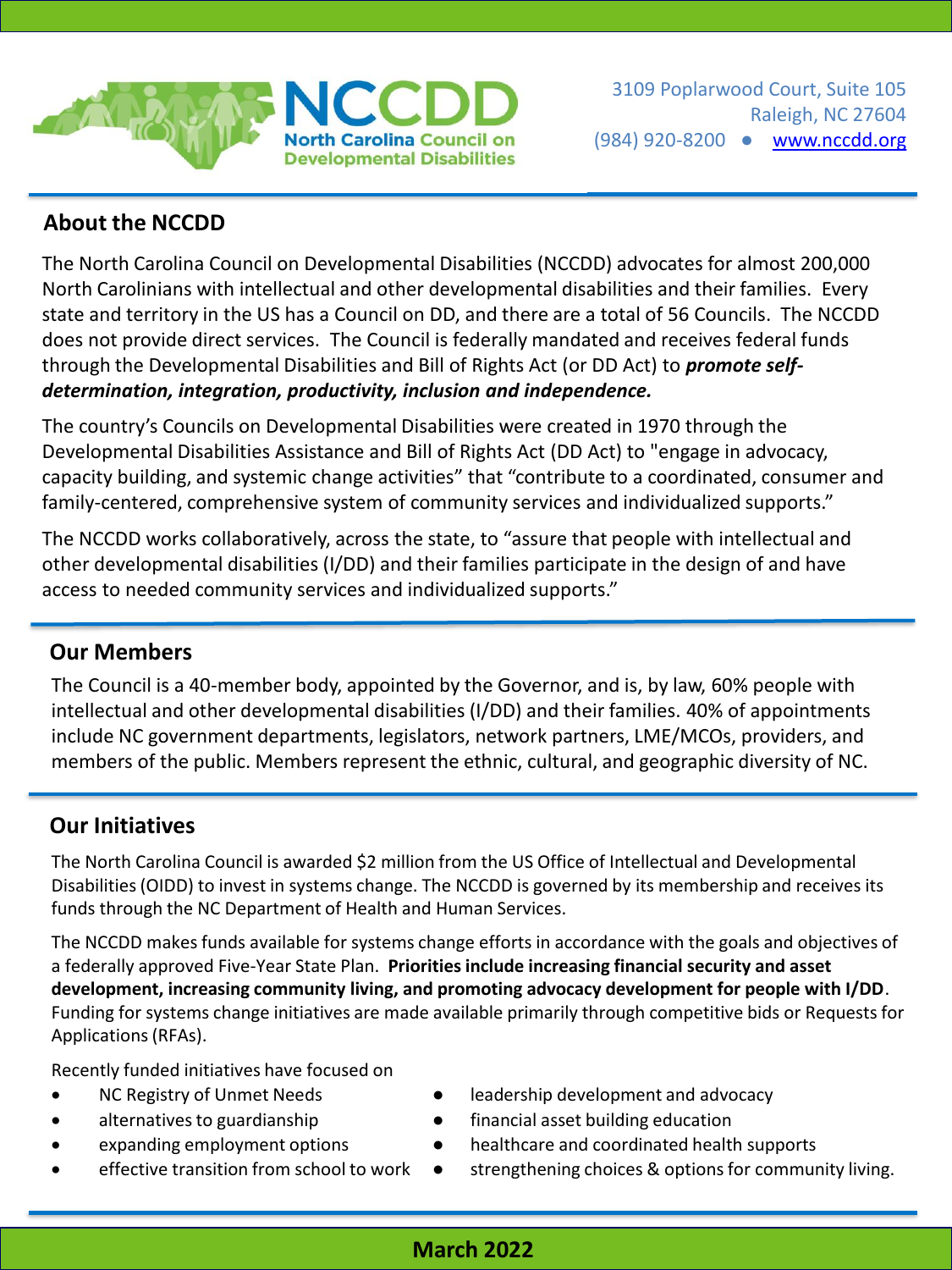**NCCDD**
**North Carolina Council on Developmental Disabilities**

3109 Poplarwood Court, Suite 105
Raleigh, NC 27604
(984) 920-8200 ● www.nccdd.org

## About the NCCDD

The North Carolina Council on Developmental Disabilities (NCCDD) advocates for almost 200,000 North Carolinians with intellectual and other developmental disabilities and their families. Every state and territory in the US has a Council on DD, and there are a total of 56 Councils. The NCCDD does not provide direct services. The Council is federally mandated and receives federal funds through the Developmental Disabilities and Bill of Rights Act (or DD Act) to ***promote self-determination, integration, productivity, inclusion and independence.***

The country's Councils on Developmental Disabilities were created in 1970 through the Developmental Disabilities Assistance and Bill of Rights Act (DD Act) to "engage in advocacy, capacity building, and systemic change activities" that "contribute to a coordinated, consumer and family-centered, comprehensive system of community services and individualized supports."

The NCCDD works collaboratively, across the state, to "assure that people with intellectual and other developmental disabilities (I/DD) and their families participate in the design of and have access to needed community services and individualized supports."

## Our Members

The Council is a 40-member body, appointed by the Governor, and is, by law, 60% people with intellectual and other developmental disabilities (I/DD) and their families. 40% of appointments include NC government departments, legislators, network partners, LME/MCOs, providers, and members of the public. Members represent the ethnic, cultural, and geographic diversity of NC.

## Our Initiatives

The North Carolina Council is awarded $2 million from the US Office of Intellectual and Developmental Disabilities (OIDD) to invest in systems change. The NCCDD is governed by its membership and receives its funds through the NC Department of Health and Human Services.

The NCCDD makes funds available for systems change efforts in accordance with the goals and objectives of a federally approved Five-Year State Plan. **Priorities include increasing financial security and asset development, increasing community living, and promoting advocacy development for people with I/DD**. Funding for systems change initiatives are made available primarily through competitive bids or Requests for Applications (RFAs).

Recently funded initiatives have focused on

- NC Registry of Unmet Needs
- alternatives to guardianship
- expanding employment options
- effective transition from school to work
- leadership development and advocacy
- financial asset building education
- healthcare and coordinated health supports
- strengthening choices & options for community living.

**March 2022**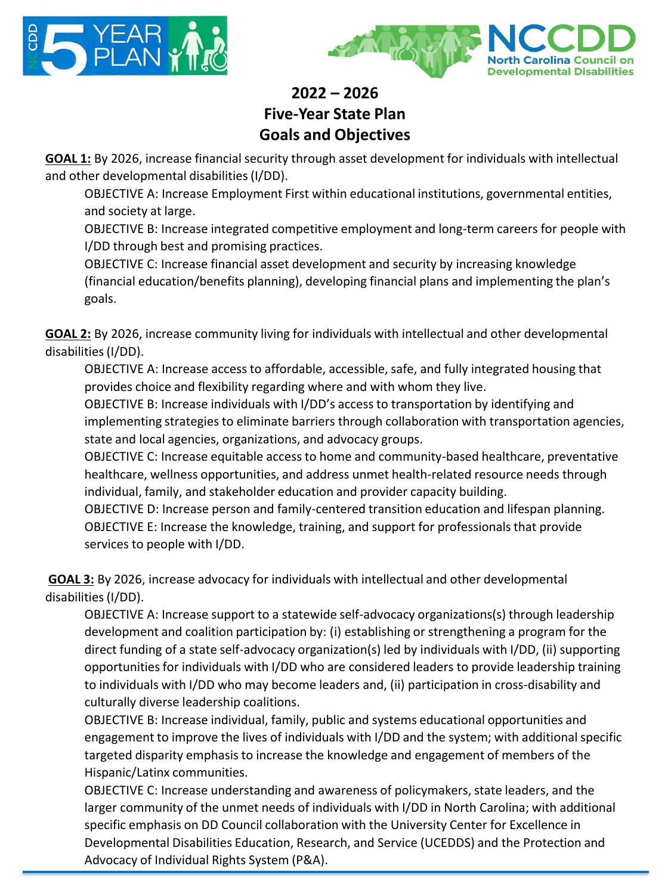# 2022 – 2026
# Five-Year State Plan
# Goals and Objectives

**GOAL 1:** By 2026, increase financial security through asset development for individuals with intellectual and other developmental disabilities (I/DD).

OBJECTIVE A: Increase Employment First within educational institutions, governmental entities, and society at large.

OBJECTIVE B: Increase integrated competitive employment and long-term careers for people with I/DD through best and promising practices.

OBJECTIVE C: Increase financial asset development and security by increasing knowledge (financial education/benefits planning), developing financial plans and implementing the plan's goals.

**GOAL 2:** By 2026, increase community living for individuals with intellectual and other developmental disabilities (I/DD).

OBJECTIVE A: Increase access to affordable, accessible, safe, and fully integrated housing that provides choice and flexibility regarding where and with whom they live.

OBJECTIVE B: Increase individuals with I/DD's access to transportation by identifying and implementing strategies to eliminate barriers through collaboration with transportation agencies, state and local agencies, organizations, and advocacy groups.

OBJECTIVE C: Increase equitable access to home and community-based healthcare, preventative healthcare, wellness opportunities, and address unmet health-related resource needs through individual, family, and stakeholder education and provider capacity building.

OBJECTIVE D: Increase person and family-centered transition education and lifespan planning.

OBJECTIVE E: Increase the knowledge, training, and support for professionals that provide services to people with I/DD.

**GOAL 3:** By 2026, increase advocacy for individuals with intellectual and other developmental disabilities (I/DD).

OBJECTIVE A: Increase support to a statewide self-advocacy organizations(s) through leadership development and coalition participation by: (i) establishing or strengthening a program for the direct funding of a state self-advocacy organization(s) led by individuals with I/DD, (ii) supporting opportunities for individuals with I/DD who are considered leaders to provide leadership training to individuals with I/DD who may become leaders and, (ii) participation in cross-disability and culturally diverse leadership coalitions.

OBJECTIVE B: Increase individual, family, public and systems educational opportunities and engagement to improve the lives of individuals with I/DD and the system; with additional specific targeted disparity emphasis to increase the knowledge and engagement of members of the Hispanic/Latinx communities.

OBJECTIVE C: Increase understanding and awareness of policymakers, state leaders, and the larger community of the unmet needs of individuals with I/DD in North Carolina; with additional specific emphasis on DD Council collaboration with the University Center for Excellence in Developmental Disabilities Education, Research, and Service (UCEDDS) and the Protection and Advocacy of Individual Rights System (P&A).